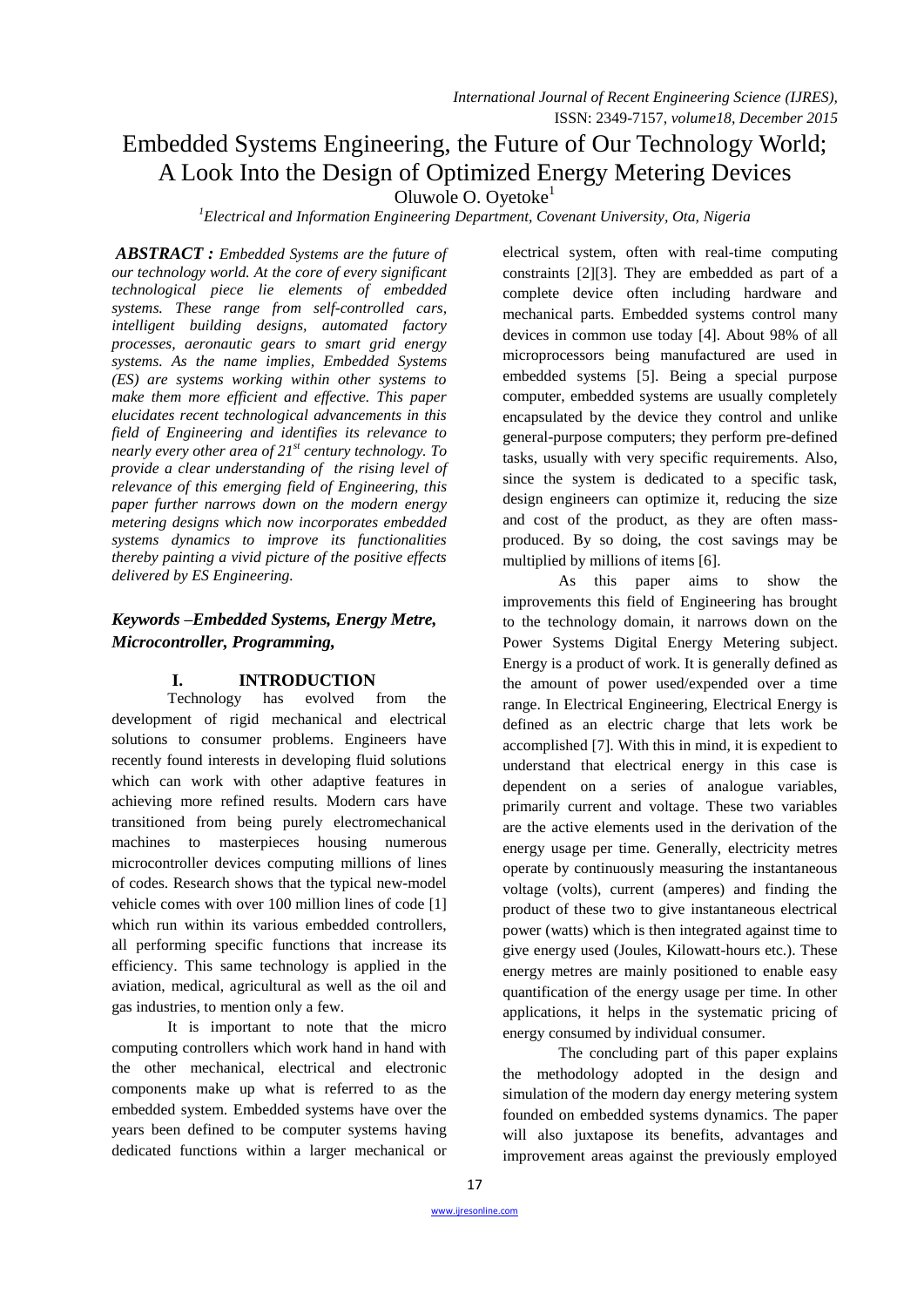# Embedded Systems Engineering, the Future of Our Technology World; A Look Into the Design of Optimized Energy Metering Devices

Oluwole O. Oyetoke[1]

[1]*Electrical and Information Engineering Department, Covenant University, Ota, Nigeria*

***ABSTRACT :*** *Embedded Systems are the future of our technology world. At the core of every significant technological piece lie elements of embedded systems. These range from self-controlled cars, intelligent building designs, automated factory processes, aeronautic gears to smart grid energy systems. As the name implies, Embedded Systems (ES) are systems working within other systems to make them more efficient and effective. This paper elucidates recent technological advancements in this field of Engineering and identifies its relevance to nearly every other area of 21st century technology. To provide a clear understanding of the rising level of relevance of this emerging field of Engineering, this paper further narrows down on the modern energy metering designs which now incorporates embedded systems dynamics to improve its functionalities thereby painting a vivid picture of the positive effects delivered by ES Engineering.*

***Keywords –Embedded Systems, Energy Metre, Microcontroller, Programming,***

## I. INTRODUCTION

Technology has evolved from the development of rigid mechanical and electrical solutions to consumer problems. Engineers have recently found interests in developing fluid solutions which can work with other adaptive features in achieving more refined results. Modern cars have transitioned from being purely electromechanical machines to masterpieces housing numerous microcontroller devices computing millions of lines of codes. Research shows that the typical new-model vehicle comes with over 100 million lines of code [1] which run within its various embedded controllers, all performing specific functions that increase its efficiency. This same technology is applied in the aviation, medical, agricultural as well as the oil and gas industries, to mention only a few.

It is important to note that the micro computing controllers which work hand in hand with the other mechanical, electrical and electronic components make up what is referred to as the embedded system. Embedded systems have over the years been defined to be computer systems having dedicated functions within a larger mechanical or electrical system, often with real-time computing constraints [2][3]. They are embedded as part of a complete device often including hardware and mechanical parts. Embedded systems control many devices in common use today [4]. About 98% of all microprocessors being manufactured are used in embedded systems [5]. Being a special purpose computer, embedded systems are usually completely encapsulated by the device they control and unlike general-purpose computers; they perform pre-defined tasks, usually with very specific requirements. Also, since the system is dedicated to a specific task, design engineers can optimize it, reducing the size and cost of the product, as they are often mass-produced. By so doing, the cost savings may be multiplied by millions of items [6].

As this paper aims to show the improvements this field of Engineering has brought to the technology domain, it narrows down on the Power Systems Digital Energy Metering subject. Energy is a product of work. It is generally defined as the amount of power used/expended over a time range. In Electrical Engineering, Electrical Energy is defined as an electric charge that lets work be accomplished [7]. With this in mind, it is expedient to understand that electrical energy in this case is dependent on a series of analogue variables, primarily current and voltage. These two variables are the active elements used in the derivation of the energy usage per time. Generally, electricity metres operate by continuously measuring the instantaneous voltage (volts), current (amperes) and finding the product of these two to give instantaneous electrical power (watts) which is then integrated against time to give energy used (Joules, Kilowatt-hours etc.). These energy metres are mainly positioned to enable easy quantification of the energy usage per time. In other applications, it helps in the systematic pricing of energy consumed by individual consumer.

The concluding part of this paper explains the methodology adopted in the design and simulation of the modern day energy metering system founded on embedded systems dynamics. The paper will also juxtapose its benefits, advantages and improvement areas against the previously employed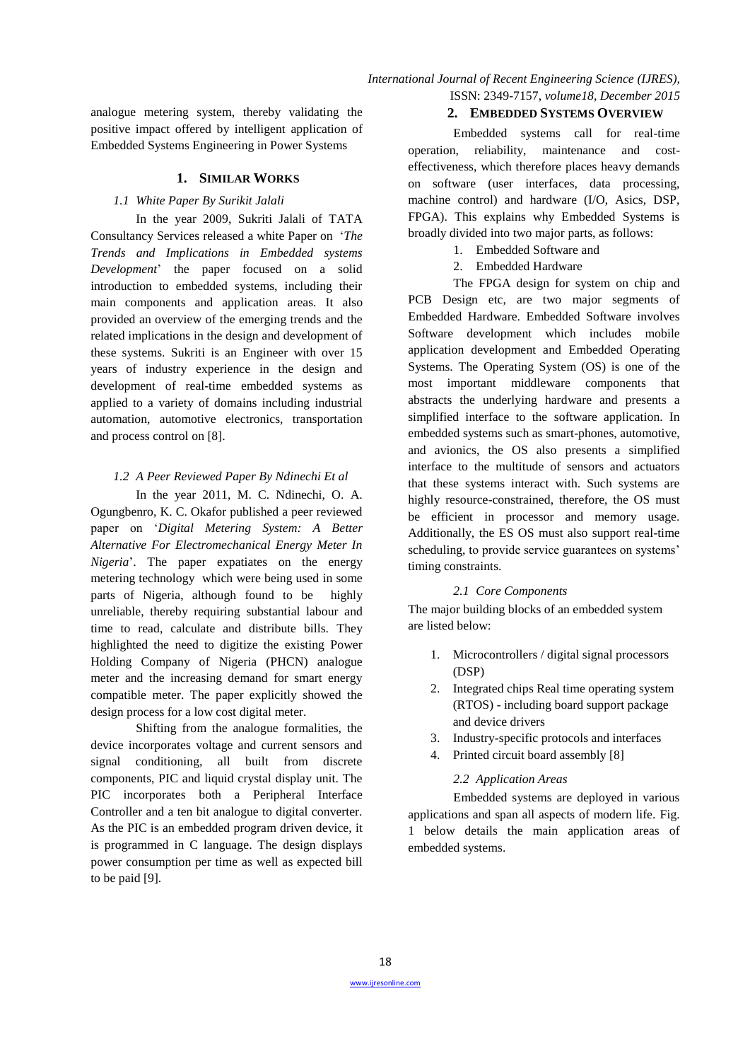analogue metering system, thereby validating the positive impact offered by intelligent application of Embedded Systems Engineering in Power Systems

## 1. SIMILAR WORKS

### *1.1 White Paper By Surikit Jalali*

In the year 2009, Sukriti Jalali of TATA Consultancy Services released a white Paper on '*The Trends and Implications in Embedded systems Development*' the paper focused on a solid introduction to embedded systems, including their main components and application areas. It also provided an overview of the emerging trends and the related implications in the design and development of these systems. Sukriti is an Engineer with over 15 years of industry experience in the design and development of real-time embedded systems as applied to a variety of domains including industrial automation, automotive electronics, transportation and process control on [8].

### *1.2 A Peer Reviewed Paper By Ndinechi Et al*

In the year 2011, M. C. Ndinechi, O. A. Ogungbenro, K. C. Okafor published a peer reviewed paper on '*Digital Metering System: A Better Alternative For Electromechanical Energy Meter In Nigeria*'. The paper expatiates on the energy metering technology which were being used in some parts of Nigeria, although found to be highly unreliable, thereby requiring substantial labour and time to read, calculate and distribute bills. They highlighted the need to digitize the existing Power Holding Company of Nigeria (PHCN) analogue meter and the increasing demand for smart energy compatible meter. The paper explicitly showed the design process for a low cost digital meter.

Shifting from the analogue formalities, the device incorporates voltage and current sensors and signal conditioning, all built from discrete components, PIC and liquid crystal display unit. The PIC incorporates both a Peripheral Interface Controller and a ten bit analogue to digital converter. As the PIC is an embedded program driven device, it is programmed in C language. The design displays power consumption per time as well as expected bill to be paid [9].

## 2. EMBEDDED SYSTEMS OVERVIEW

Embedded systems call for real-time operation, reliability, maintenance and cost-effectiveness, which therefore places heavy demands on software (user interfaces, data processing, machine control) and hardware (I/O, Asics, DSP, FPGA). This explains why Embedded Systems is broadly divided into two major parts, as follows:

1. Embedded Software and
2. Embedded Hardware

The FPGA design for system on chip and PCB Design etc, are two major segments of Embedded Hardware. Embedded Software involves Software development which includes mobile application development and Embedded Operating Systems. The Operating System (OS) is one of the most important middleware components that abstracts the underlying hardware and presents a simplified interface to the software application. In embedded systems such as smart-phones, automotive, and avionics, the OS also presents a simplified interface to the multitude of sensors and actuators that these systems interact with. Such systems are highly resource-constrained, therefore, the OS must be efficient in processor and memory usage. Additionally, the ES OS must also support real-time scheduling, to provide service guarantees on systems' timing constraints.

### *2.1 Core Components*

The major building blocks of an embedded system are listed below:

1. Microcontrollers / digital signal processors (DSP)
2. Integrated chips Real time operating system (RTOS) - including board support package and device drivers
3. Industry-specific protocols and interfaces
4. Printed circuit board assembly [8]

### *2.2 Application Areas*

Embedded systems are deployed in various applications and span all aspects of modern life. Fig. 1 below details the main application areas of embedded systems.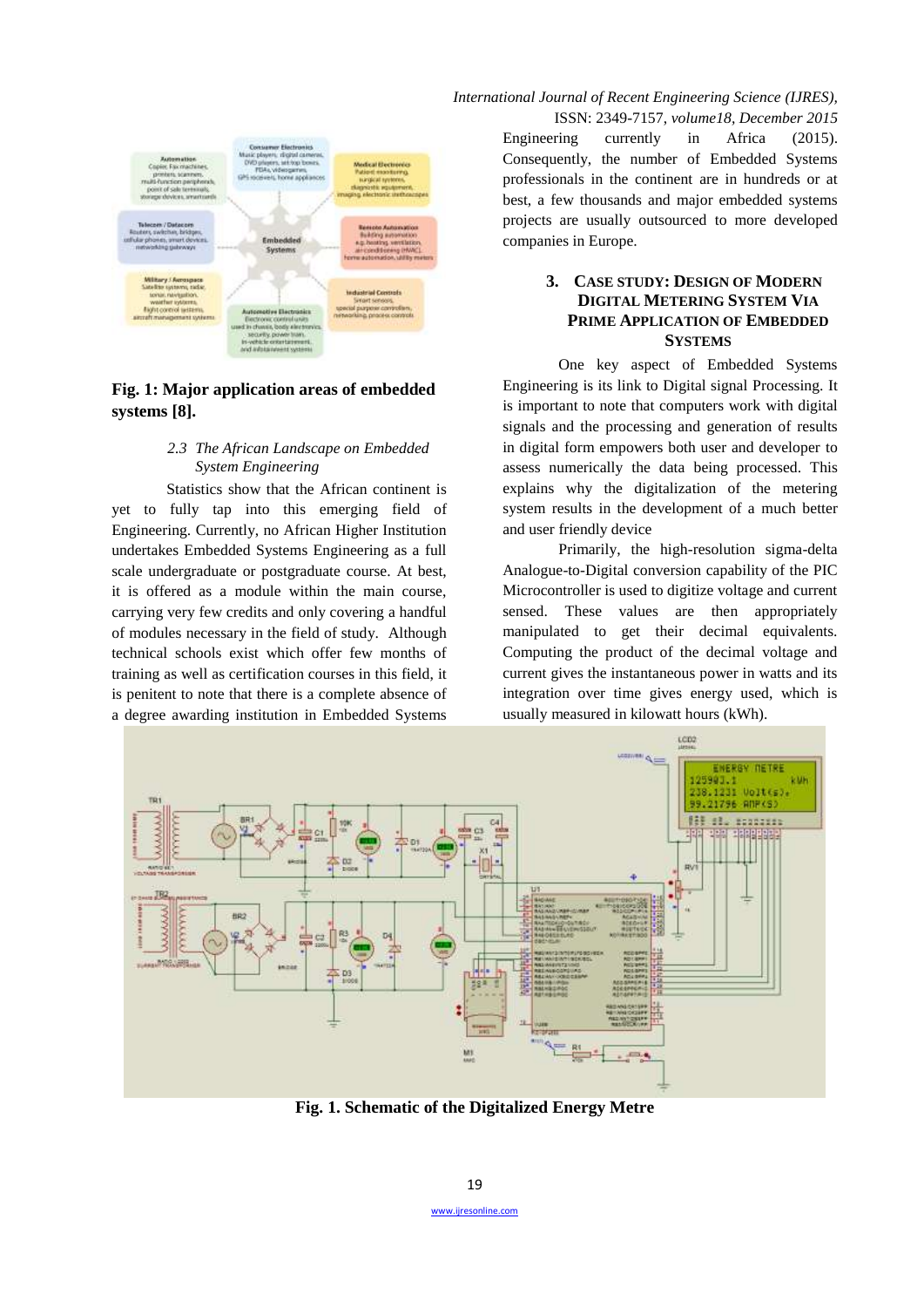**Fig. 1: Major application areas of embedded systems [8].**

### 2.3 The African Landscape on Embedded System Engineering

Statistics show that the African continent is yet to fully tap into this emerging field of Engineering. Currently, no African Higher Institution undertakes Embedded Systems Engineering as a full scale undergraduate or postgraduate course. At best, it is offered as a module within the main course, carrying very few credits and only covering a handful of modules necessary in the field of study. Although technical schools exist which offer few months of training as well as certification courses in this field, it is penitent to note that there is a complete absence of a degree awarding institution in Embedded Systems Engineering currently in Africa (2015). Consequently, the number of Embedded Systems professionals in the continent are in hundreds or at best, a few thousands and major embedded systems projects are usually outsourced to more developed companies in Europe.

## 3. CASE STUDY: DESIGN OF MODERN DIGITAL METERING SYSTEM VIA PRIME APPLICATION OF EMBEDDED SYSTEMS

One key aspect of Embedded Systems Engineering is its link to Digital signal Processing. It is important to note that computers work with digital signals and the processing and generation of results in digital form empowers both user and developer to assess numerically the data being processed. This explains why the digitalization of the metering system results in the development of a much better and user friendly device

Primarily, the high-resolution sigma-delta Analogue-to-Digital conversion capability of the PIC Microcontroller is used to digitize voltage and current sensed. These values are then appropriately manipulated to get their decimal equivalents. Computing the product of the decimal voltage and current gives the instantaneous power in watts and its integration over time gives energy used, which is usually measured in kilowatt hours (kWh).

**Fig. 1. Schematic of the Digitalized Energy Metre**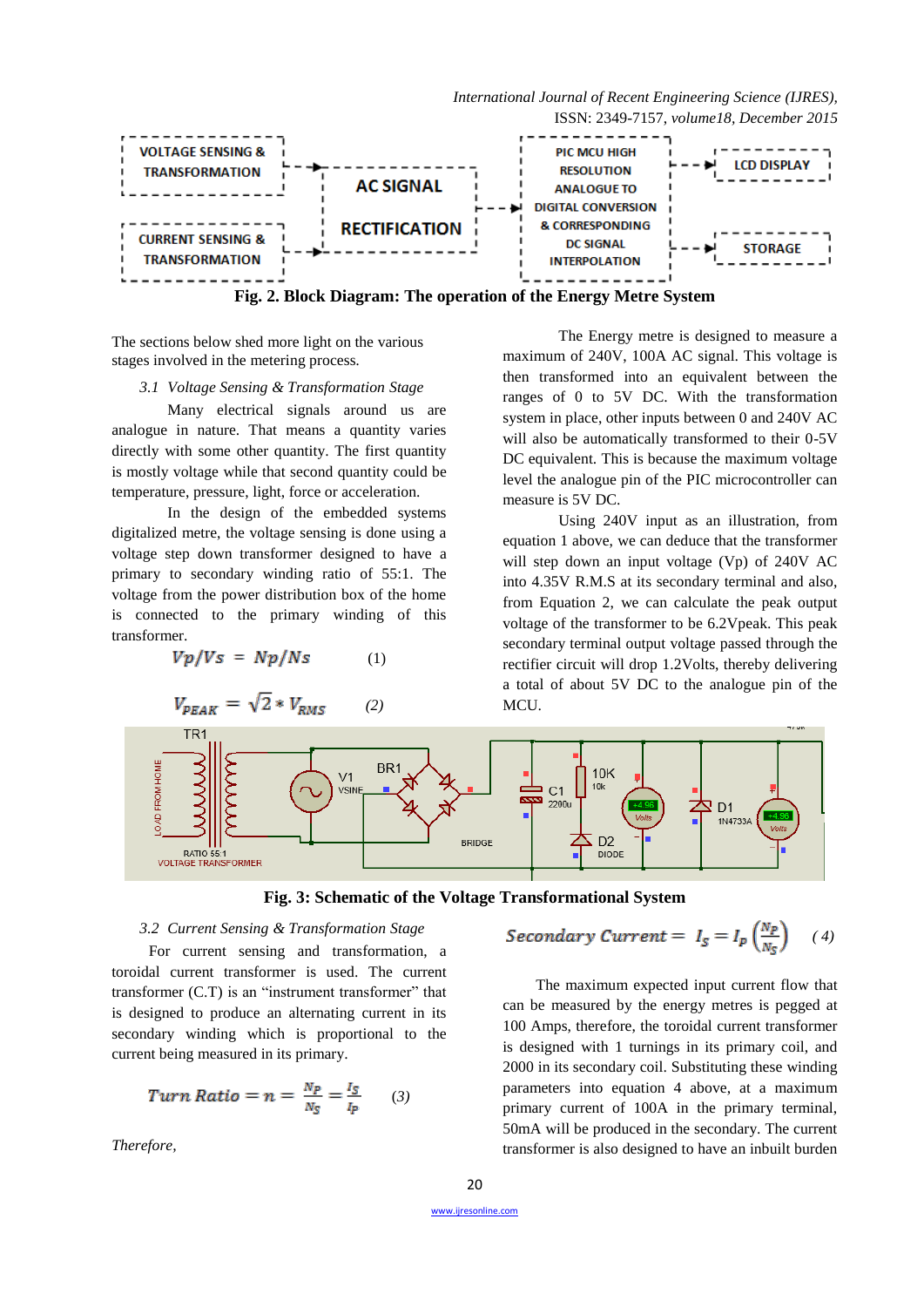Fig. 2. Block Diagram: The operation of the Energy Metre System

The sections below shed more light on the various stages involved in the metering process.

*3.1 Voltage Sensing & Transformation Stage*

Many electrical signals around us are analogue in nature. That means a quantity varies directly with some other quantity. The first quantity is mostly voltage while that second quantity could be temperature, pressure, light, force or acceleration.

In the design of the embedded systems digitalized metre, the voltage sensing is done using a voltage step down transformer designed to have a primary to secondary winding ratio of 55:1. The voltage from the power distribution box of the home is connected to the primary winding of this transformer.

$$Vp/Vs = Np/Ns \qquad (1)$$

$$V_{PEAK} = \sqrt{2} * V_{RMS} \qquad (2)$$

The Energy metre is designed to measure a maximum of 240V, 100A AC signal. This voltage is then transformed into an equivalent between the ranges of 0 to 5V DC. With the transformation system in place, other inputs between 0 and 240V AC will also be automatically transformed to their 0-5V DC equivalent. This is because the maximum voltage level the analogue pin of the PIC microcontroller can measure is 5V DC.

Using 240V input as an illustration, from equation 1 above, we can deduce that the transformer will step down an input voltage (Vp) of 240V AC into 4.35V R.M.S at its secondary terminal and also, from Equation 2, we can calculate the peak output voltage of the transformer to be 6.2Vpeak. This peak secondary terminal output voltage passed through the rectifier circuit will drop 1.2Volts, thereby delivering a total of about 5V DC to the analogue pin of the MCU.

Fig. 3: Schematic of the Voltage Transformational System

*3.2 Current Sensing & Transformation Stage*

For current sensing and transformation, a toroidal current transformer is used. The current transformer (C.T) is an "instrument transformer" that is designed to produce an alternating current in its secondary winding which is proportional to the current being measured in its primary.

$$Turn\ Ratio = n = \frac{N_P}{N_S} = \frac{I_S}{I_P} \qquad (3)$$

*Therefore,*

$$Secondary\ Current = I_S = I_P\left(\frac{N_P}{N_S}\right) \qquad (4)$$

The maximum expected input current flow that can be measured by the energy metres is pegged at 100 Amps, therefore, the toroidal current transformer is designed with 1 turnings in its primary coil, and 2000 in its secondary coil. Substituting these winding parameters into equation 4 above, at a maximum primary current of 100A in the primary terminal, 50mA will be produced in the secondary. The current transformer is also designed to have an inbuilt burden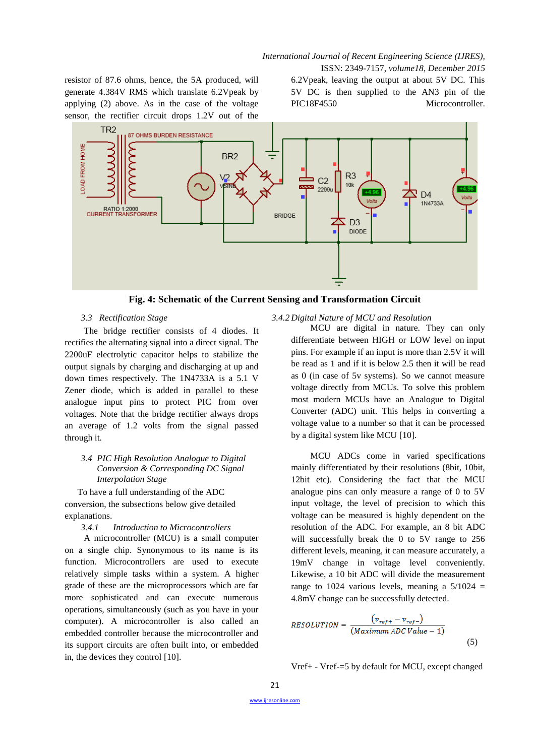resistor of 87.6 ohms, hence, the 5A produced, will generate 4.384V RMS which translate 6.2Vpeak by applying (2) above. As in the case of the voltage sensor, the rectifier circuit drops 1.2V out of the 6.2Vpeak, leaving the output at about 5V DC. This 5V DC is then supplied to the AN3 pin of the PIC18F4550 Microcontroller.

**Fig. 4: Schematic of the Current Sensing and Transformation Circuit**

### *3.3 Rectification Stage*

The bridge rectifier consists of 4 diodes. It rectifies the alternating signal into a direct signal. The 2200uF electrolytic capacitor helps to stabilize the output signals by charging and discharging at up and down times respectively. The 1N4733A is a 5.1 V Zener diode, which is added in parallel to these analogue input pins to protect PIC from over voltages. Note that the bridge rectifier always drops an average of 1.2 volts from the signal passed through it.

### *3.4 PIC High Resolution Analogue to Digital Conversion & Corresponding DC Signal Interpolation Stage*

To have a full understanding of the ADC conversion, the subsections below give detailed explanations.

#### *3.4.1 Introduction to Microcontrollers*

A microcontroller (MCU) is a small computer on a single chip. Synonymous to its name is its function. Microcontrollers are used to execute relatively simple tasks within a system. A higher grade of these are the microprocessors which are far more sophisticated and can execute numerous operations, simultaneously (such as you have in your computer). A microcontroller is also called an embedded controller because the microcontroller and its support circuits are often built into, or embedded in, the devices they control [10].

#### *3.4.2 Digital Nature of MCU and Resolution*

MCU are digital in nature. They can only differentiate between HIGH or LOW level on input pins. For example if an input is more than 2.5V it will be read as 1 and if it is below 2.5 then it will be read as 0 (in case of 5v systems). So we cannot measure voltage directly from MCUs. To solve this problem most modern MCUs have an Analogue to Digital Converter (ADC) unit. This helps in converting a voltage value to a number so that it can be processed by a digital system like MCU [10].

MCU ADCs come in varied specifications mainly differentiated by their resolutions (8bit, 10bit, 12bit etc). Considering the fact that the MCU analogue pins can only measure a range of 0 to 5V input voltage, the level of precision to which this voltage can be measured is highly dependent on the resolution of the ADC. For example, an 8 bit ADC will successfully break the 0 to 5V range to 256 different levels, meaning, it can measure accurately, a 19mV change in voltage level conveniently. Likewise, a 10 bit ADC will divide the measurement range to 1024 various levels, meaning a 5/1024 = 4.8mV change can be successfully detected.

$$RESOLUTION = \frac{(v_{ref+} - v_{ref-})}{(Maximum\ ADC\ Value - 1)} \quad (5)$$

Vref+ - Vref-=5 by default for MCU, except changed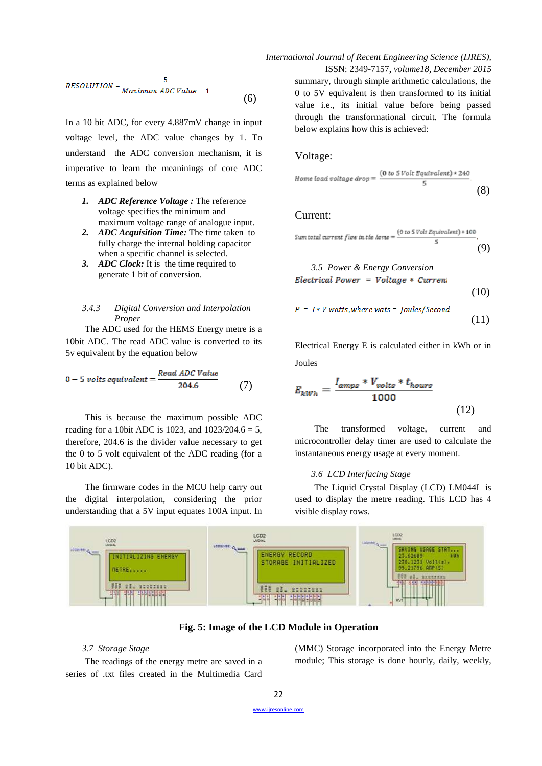$$RESOLUTION = \frac{5}{Maximum\ ADC\ Value - 1} \quad (6)$$

In a 10 bit ADC, for every 4.887mV change in input voltage level, the ADC value changes by 1. To understand the ADC conversion mechanism, it is imperative to learn the meanings of core ADC terms as explained below

1. ***ADC Reference Voltage :*** The reference voltage specifies the minimum and maximum voltage range of analogue input.
2. ***ADC Acquisition Time:*** The time taken to fully charge the internal holding capacitor when a specific channel is selected.
3. ***ADC Clock:*** It is the time required to generate 1 bit of conversion.

*3.4.3 Digital Conversion and Interpolation Proper*

The ADC used for the HEMS Energy metre is a 10bit ADC. The read ADC value is converted to its 5v equivalent by the equation below

$$0 - 5\ volts\ equivalent = \frac{Read\ ADC\ Value}{204.6} \quad (7)$$

This is because the maximum possible ADC reading for a 10bit ADC is 1023, and 1023/204.6 = 5, therefore, 204.6 is the divider value necessary to get the 0 to 5 volt equivalent of the ADC reading (for a 10 bit ADC).

The firmware codes in the MCU help carry out the digital interpolation, considering the prior understanding that a 5V input equates 100A input. In summary, through simple arithmetic calculations, the 0 to 5V equivalent is then transformed to its initial value i.e., its initial value before being passed through the transformational circuit. The formula below explains how this is achieved:

Voltage:

$$Home\ load\ voltage\ drop = \frac{(0\ to\ 5\ Volt\ Equivalent) * 240}{5} \quad (8)$$

Current:

$$Sum\ total\ current\ flow\ in\ the\ home = \frac{(0\ to\ 5\ Volt\ Equivalent) * 100}{5} \quad (9)$$

*3.5 Power & Energy Conversion*

$$Electrical\ Power = Voltage * Current \quad (10)$$

$$P = I * V\ watts, where\ wats = Joules/Second \quad (11)$$

Electrical Energy E is calculated either in kWh or in Joules

$$E_{kWh} = \frac{I_{amps} * V_{volts} * t_{hours}}{1000} \quad (12)$$

The transformed voltage, current and microcontroller delay timer are used to calculate the instantaneous energy usage at every moment.

*3.6 LCD Interfacing Stage*

The Liquid Crystal Display (LCD) LM044L is used to display the metre reading. This LCD has 4 visible display rows.

**Fig. 5: Image of the LCD Module in Operation**

*3.7 Storage Stage*

The readings of the energy metre are saved in a series of .txt files created in the Multimedia Card (MMC) Storage incorporated into the Energy Metre module; This storage is done hourly, daily, weekly,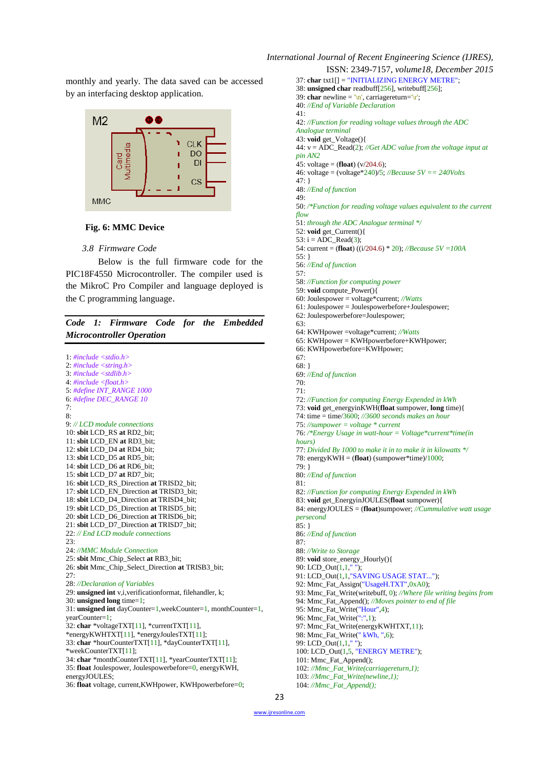monthly and yearly. The data saved can be accessed by an interfacing desktop application.

M2

Card Multimedia

CLK
DO
DI
CS

MMC

**Fig. 6: MMC Device**

### 3.8 Firmware Code

Below is the full firmware code for the PIC18F4550 Microcontroller. The compiler used is the MikroC Pro Compiler and language deployed is the C programming language.

**Code 1: Firmware Code for the Embedded Microcontroller Operation**

```
1: #include <stdio.h>
2: #include <string.h>
3: #include <stdlib.h>
4: #include <float.h>
5: #define INT_RANGE 1000
6: #define DEC_RANGE 10
7:
8:
9: // LCD module connections
10: sbit LCD_RS at RD2_bit;
11: sbit LCD_EN at RD3_bit;
12: sbit LCD_D4 at RD4_bit;
13: sbit LCD_D5 at RD5_bit;
14: sbit LCD_D6 at RD6_bit;
15: sbit LCD_D7 at RD7_bit;
16: sbit LCD_RS_Direction at TRISD2_bit;
17: sbit LCD_EN_Direction at TRISD3_bit;
18: sbit LCD_D4_Direction at TRISD4_bit;
19: sbit LCD_D5_Direction at TRISD5_bit;
20: sbit LCD_D6_Direction at TRISD6_bit;
21: sbit LCD_D7_Direction at TRISD7_bit;
22: // End LCD module connections
23:
24: //MMC Module Connection
25: sbit Mmc_Chip_Select at RB3_bit;
26: sbit Mmc_Chip_Select_Direction at TRISB3_bit;
27:
28: //Declaration of Variables
29: unsigned int v,i,verificationformat, filehandler, k;
30: unsigned long time=1;
31: unsigned int dayCounter=1,weekCounter=1, monthCounter=1,
yearCounter=1;
32: char *voltageTXT[11], *currentTXT[11],
*energyKWHTXT[11], *energyJoulesTXT[11];
33: char *hourCounterTXT[11], *dayCounterTXT[11],
*weekCounterTXT[11];
34: char *monthCounterTXT[11], *yearCounterTXT[11];
35: float Joulespower, Joulespowerbefore=0, energyKWH,
energyJOULES;
36: float voltage, current,KWHpower, KWHpowerbefore=0;
37: char txt1[] = "INITIALIZING ENERGY METRE";
38: unsigned char readbuff[256], writebuff[256];
39: char newline = '\n', carriagereturn='\r';
40: //End of Variable Declaration
41:
42: //Function for reading voltage values through the ADC
Analogue terminal
43: void get_Voltage(){
44: v = ADC_Read(2); //Get ADC value from the voltage input at
pin AN2
45: voltage = (float) (v/204.6);
46: voltage = (voltage*240)/5; //Because 5V == 240Volts
47: }
48: //End of function
49:
50: /*Function for reading voltage values equivalent to the current
flow
51: through the ADC Analogue terminal */
52: void get_Current(){
53: i = ADC_Read(3);
54: current = (float) ((i/204.6) * 20); //Because 5V =100A
55: }
56: //End of function
57:
58: //Function for computing power
59: void compute_Power(){
60: Joulespower = voltage*current; //Watts
61: Joulespower = Joulespowerbefore+Joulespower;
62: Joulespowerbefore=Joulespower;
63:
64: KWHpower =voltage*current; //Watts
65: KWHpower = KWHpowerbefore+KWHpower;
66: KWHpowerbefore=KWHpower;
67:
68: }
69: //End of function
70:
71:
72: //Function for computing Energy Expended in kWh
73: void get_energyinKWH(float sumpower, long time){
74: time = time/3600; //3600 seconds makes an hour
75: //sumpower = voltage * current
76: /*Energy Usage in watt-hour = Voltage*current*time(in
hours)
77: Divided By 1000 to make it in to make it in kilowatts */
78: energyKWH = (float) (sumpower*time)/1000;
79: }
80: //End of function
81:
82: //Function for computing Energy Expended in kWh
83: void get_EnergyinJOULES(float sumpower){
84: energyJOULES = (float)sumpower; //Cummulative watt usage
persecond
85: }
86: //End of function
87:
88: //Write to Storage
89: void store_energy_Hourly(){
90: LCD_Out(1,1," ");
91: LCD_Out(1,1,"SAVING USAGE STAT...");
92: Mmc_Fat_Assign("UsageH.TXT",0xA0);
93: Mmc_Fat_Write(writebuff, 0); //Where file writing begins from
94: Mmc_Fat_Append(); //Moves pointer to end of file
95: Mmc_Fat_Write("Hour",4);
96: Mmc_Fat_Write(":",1);
97: Mmc_Fat_Write(energyKWHTXT,11);
98: Mmc_Fat_Write(" kWh, ",6);
99: LCD_Out(1,1," ");
100: LCD_Out(1,5, "ENERGY METRE");
101: Mmc_Fat_Append();
102: //Mmc_Fat_Write(carriagereturn,1);
103: //Mmc_Fat_Write(newline,1);
104: //Mmc_Fat_Append();
```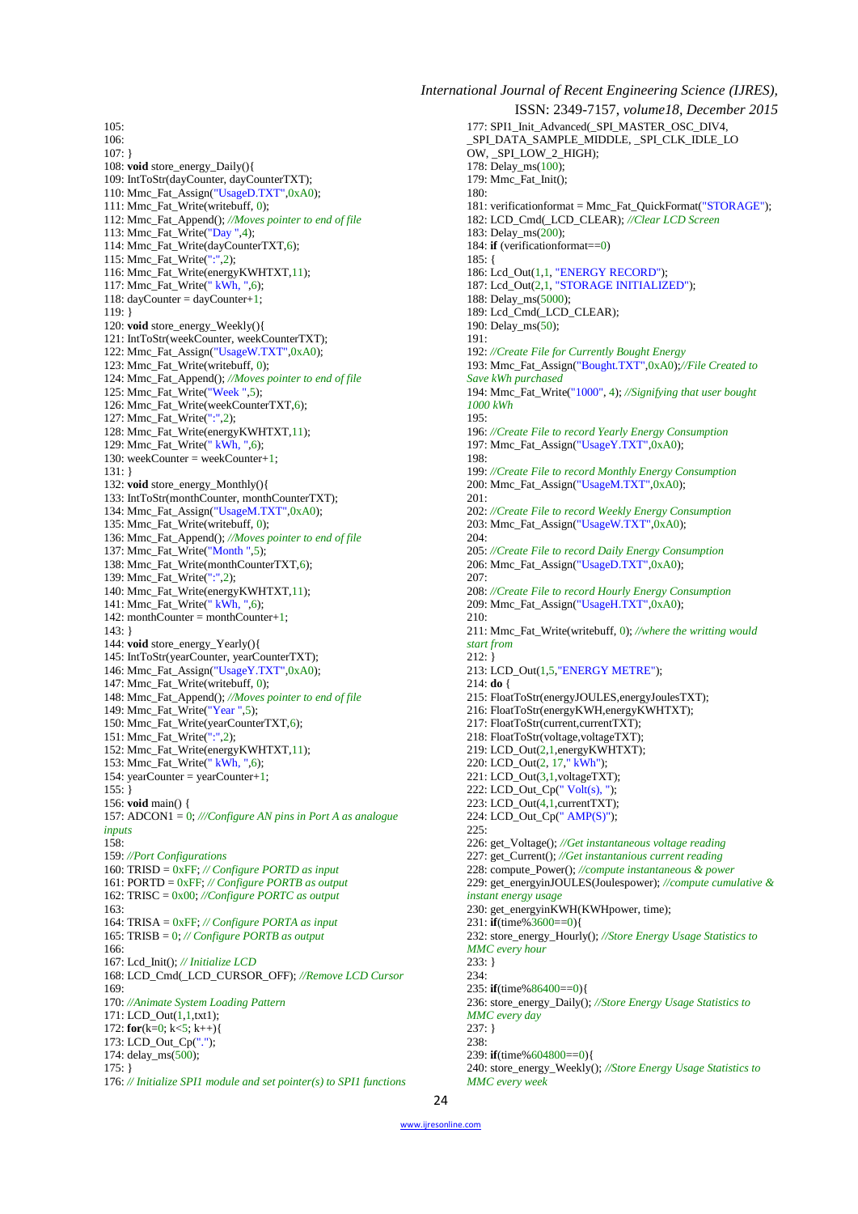```
105:
106:
107: }
108: void store_energy_Daily(){
109: IntToStr(dayCounter, dayCounterTXT);
110: Mmc_Fat_Assign("UsageD.TXT",0xA0);
111: Mmc_Fat_Write(writebuff, 0);
112: Mmc_Fat_Append(); //Moves pointer to end of file
113: Mmc_Fat_Write("Day ",4);
114: Mmc_Fat_Write(dayCounterTXT,6);
115: Mmc_Fat_Write(":",2);
116: Mmc_Fat_Write(energyKWHTXT,11);
117: Mmc_Fat_Write(" kWh, ",6);
118: dayCounter = dayCounter+1;
119: }
120: void store_energy_Weekly(){
121: IntToStr(weekCounter, weekCounterTXT);
122: Mmc_Fat_Assign("UsageW.TXT",0xA0);
123: Mmc_Fat_Write(writebuff, 0);
124: Mmc_Fat_Append(); //Moves pointer to end of file
125: Mmc_Fat_Write("Week ",5);
126: Mmc_Fat_Write(weekCounterTXT,6);
127: Mmc_Fat_Write(":",2);
128: Mmc_Fat_Write(energyKWHTXT,11);
129: Mmc_Fat_Write(" kWh, ",6);
130: weekCounter = weekCounter+1;
131: }
132: void store_energy_Monthly(){
133: IntToStr(monthCounter, monthCounterTXT);
134: Mmc_Fat_Assign("UsageM.TXT",0xA0);
135: Mmc_Fat_Write(writebuff, 0);
136: Mmc_Fat_Append(); //Moves pointer to end of file
137: Mmc_Fat_Write("Month ",5);
138: Mmc_Fat_Write(monthCounterTXT,6);
139: Mmc_Fat_Write(":",2);
140: Mmc_Fat_Write(energyKWHTXT,11);
141: Mmc_Fat_Write(" kWh, ",6);
142: monthCounter = monthCounter+1;
143: }
144: void store_energy_Yearly(){
145: IntToStr(yearCounter, yearCounterTXT);
146: Mmc_Fat_Assign("UsageY.TXT",0xA0);
147: Mmc_Fat_Write(writebuff, 0);
148: Mmc_Fat_Append(); //Moves pointer to end of file
149: Mmc_Fat_Write("Year ",5);
150: Mmc_Fat_Write(yearCounterTXT,6);
151: Mmc_Fat_Write(":",2);
152: Mmc_Fat_Write(energyKWHTXT,11);
153: Mmc_Fat_Write(" kWh, ",6);
154: yearCounter = yearCounter+1;
155: }
156: void main() {
157: ADCON1 = 0; ///Configure AN pins in Port A as analogue inputs
158:
159: //Port Configurations
160: TRISD = 0xFF; // Configure PORTD as input
161: PORTD = 0xFF; // Configure PORTB as output
162: TRISC = 0x00; //Configure PORTC as output
163:
164: TRISA = 0xFF; // Configure PORTA as input
165: TRISB = 0; // Configure PORTB as output
166:
167: Lcd_Init(); // Initialize LCD
168: LCD_Cmd(_LCD_CURSOR_OFF); //Remove LCD Cursor
169:
170: //Animate System Loading Pattern
171: LCD_Out(1,1,txt1);
172: for(k=0; k<5; k++){
173: LCD_Out_Cp(".");
174: delay_ms(500);
175: }
176: // Initialize SPI1 module and set pointer(s) to SPI1 functions
177: SPI1_Init_Advanced(_SPI_MASTER_OSC_DIV4, _SPI_DATA_SAMPLE_MIDDLE, _SPI_CLK_IDLE_LOW, _SPI_LOW_2_HIGH);
178: Delay_ms(100);
179: Mmc_Fat_Init();
180:
181: verificationformat = Mmc_Fat_QuickFormat("STORAGE");
182: LCD_Cmd(_LCD_CLEAR); //Clear LCD Screen
183: Delay_ms(200);
184: if (verificationformat==0)
185: {
186: Lcd_Out(1,1, "ENERGY RECORD");
187: Lcd_Out(2,1, "STORAGE INITIALIZED");
188: Delay_ms(5000);
189: Lcd_Cmd(_LCD_CLEAR);
190: Delay_ms(50);
191:
192: //Create File for Currently Bought Energy
193: Mmc_Fat_Assign("Bought.TXT",0xA0);//File Created to Save kWh purchased
194: Mmc_Fat_Write("1000", 4); //Signifying that user bought 1000 kWh
195:
196: //Create File to record Yearly Energy Consumption
197: Mmc_Fat_Assign("UsageY.TXT",0xA0);
198:
199: //Create File to record Monthly Energy Consumption
200: Mmc_Fat_Assign("UsageM.TXT",0xA0);
201:
202: //Create File to record Weekly Energy Consumption
203: Mmc_Fat_Assign("UsageW.TXT",0xA0);
204:
205: //Create File to record Daily Energy Consumption
206: Mmc_Fat_Assign("UsageD.TXT",0xA0);
207:
208: //Create File to record Hourly Energy Consumption
209: Mmc_Fat_Assign("UsageH.TXT",0xA0);
210:
211: Mmc_Fat_Write(writebuff, 0); //where the writting would start from
212: }
213: LCD_Out(1,5,"ENERGY METRE");
214: do {
215: FloatToStr(energyJOULES,energyJoulesTXT);
216: FloatToStr(energyKWH,energyKWHTXT);
217: FloatToStr(current,currentTXT);
218: FloatToStr(voltage,voltageTXT);
219: LCD_Out(2,1,energyKWHTXT);
220: LCD_Out(2, 17," kWh");
221: LCD_Out(3,1,voltageTXT);
222: LCD_Out_Cp(" Volt(s), ");
223: LCD_Out(4,1,currentTXT);
224: LCD_Out_Cp(" AMP(S)");
225:
226: get_Voltage(); //Get instantaneous voltage reading
227: get_Current(); //Get instantanious current reading
228: compute_Power(); //compute instantaneous & power
229: get_energyinJOULES(Joulespower); //compute cumulative & instant energy usage
230: get_energyinKWH(KWHpower, time);
231: if(time%3600==0){
232: store_energy_Hourly(); //Store Energy Usage Statistics to MMC every hour
233: }
234:
235: if(time%86400==0){
236: store_energy_Daily(); //Store Energy Usage Statistics to MMC every day
237: }
238:
239: if(time%604800==0){
240: store_energy_Weekly(); //Store Energy Usage Statistics to MMC every week
```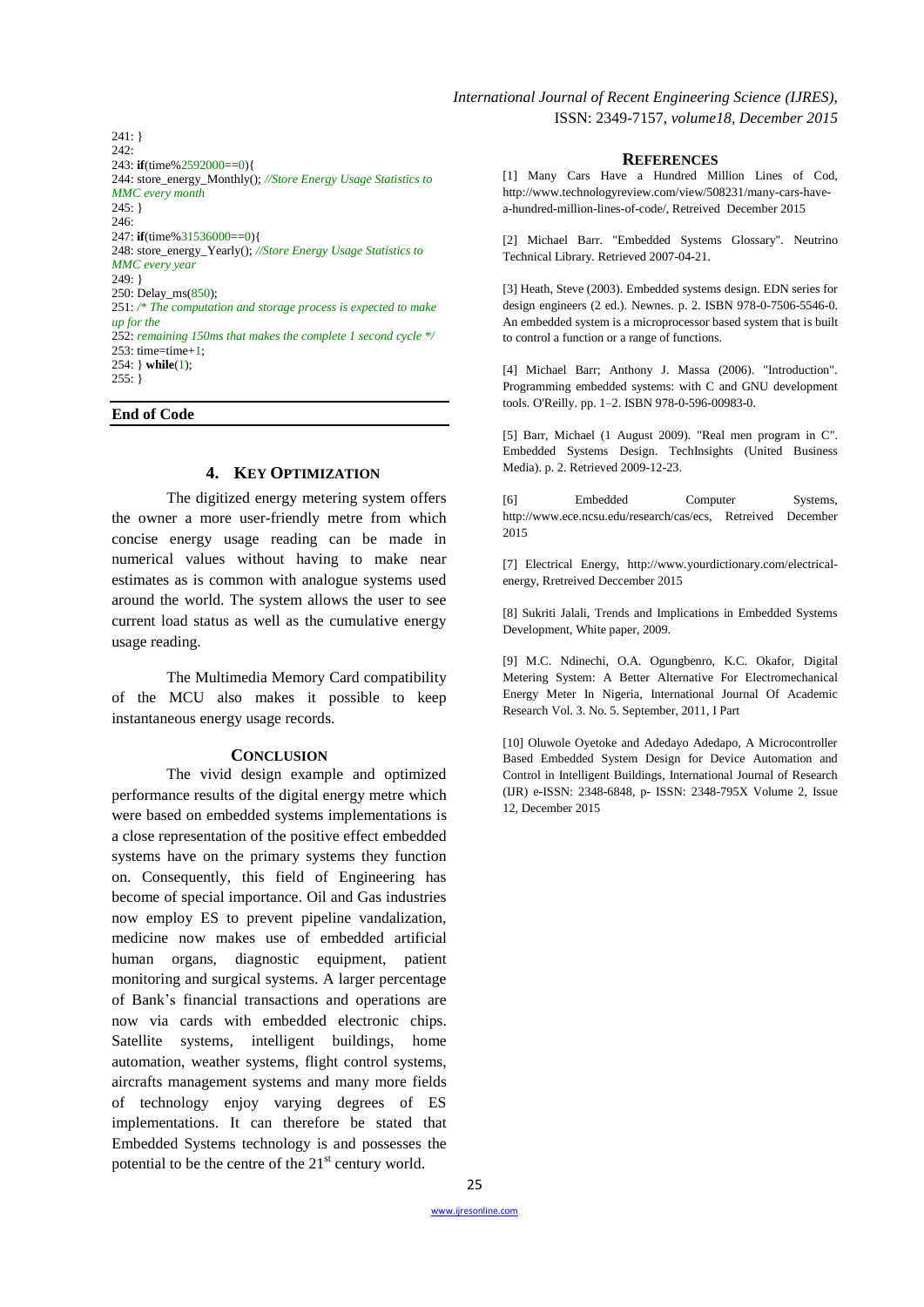```
241: }
242:
243: if(time%2592000==0){
244: store_energy_Monthly(); //Store Energy Usage Statistics to MMC every month
245: }
246:
247: if(time%31536000==0){
248: store_energy_Yearly(); //Store Energy Usage Statistics to MMC every year
249: }
250: Delay_ms(850);
251: /* The computation and storage process is expected to make up for the
252: remaining 150ms that makes the complete 1 second cycle */
253: time=time+1;
254: } while(1);
255: }
```

**End of Code**

## 4. Key Optimization

The digitized energy metering system offers the owner a more user-friendly metre from which concise energy usage reading can be made in numerical values without having to make near estimates as is common with analogue systems used around the world. The system allows the user to see current load status as well as the cumulative energy usage reading.

The Multimedia Memory Card compatibility of the MCU also makes it possible to keep instantaneous energy usage records.

## Conclusion

The vivid design example and optimized performance results of the digital energy metre which were based on embedded systems implementations is a close representation of the positive effect embedded systems have on the primary systems they function on. Consequently, this field of Engineering has become of special importance. Oil and Gas industries now employ ES to prevent pipeline vandalization, medicine now makes use of embedded artificial human organs, diagnostic equipment, patient monitoring and surgical systems. A larger percentage of Bank's financial transactions and operations are now via cards with embedded electronic chips. Satellite systems, intelligent buildings, home automation, weather systems, flight control systems, aircrafts management systems and many more fields of technology enjoy varying degrees of ES implementations. It can therefore be stated that Embedded Systems technology is and possesses the potential to be the centre of the 21st century world.

## References

[1] Many Cars Have a Hundred Million Lines of Cod, http://www.technologyreview.com/view/508231/many-cars-have-a-hundred-million-lines-of-code/, Retreived December 2015

[2] Michael Barr. "Embedded Systems Glossary". Neutrino Technical Library. Retrieved 2007-04-21.

[3] Heath, Steve (2003). Embedded systems design. EDN series for design engineers (2 ed.). Newnes. p. 2. ISBN 978-0-7506-5546-0. An embedded system is a microprocessor based system that is built to control a function or a range of functions.

[4] Michael Barr; Anthony J. Massa (2006). "Introduction". Programming embedded systems: with C and GNU development tools. O'Reilly. pp. 1–2. ISBN 978-0-596-00983-0.

[5] Barr, Michael (1 August 2009). "Real men program in C". Embedded Systems Design. TechInsights (United Business Media). p. 2. Retrieved 2009-12-23.

[6] Embedded Computer Systems, http://www.ece.ncsu.edu/research/cas/ecs, Retreived December 2015

[7] Electrical Energy, http://www.yourdictionary.com/electrical-energy, Rretreived Deccember 2015

[8] Sukriti Jalali, Trends and Implications in Embedded Systems Development, White paper, 2009.

[9] M.C. Ndinechi, O.A. Ogungbenro, K.C. Okafor, Digital Metering System: A Better Alternative For Electromechanical Energy Meter In Nigeria, International Journal Of Academic Research Vol. 3. No. 5. September, 2011, I Part

[10] Oluwole Oyetoke and Adedayo Adedapo, A Microcontroller Based Embedded System Design for Device Automation and Control in Intelligent Buildings, International Journal of Research (IJR) e-ISSN: 2348-6848, p- ISSN: 2348-795X Volume 2, Issue 12, December 2015